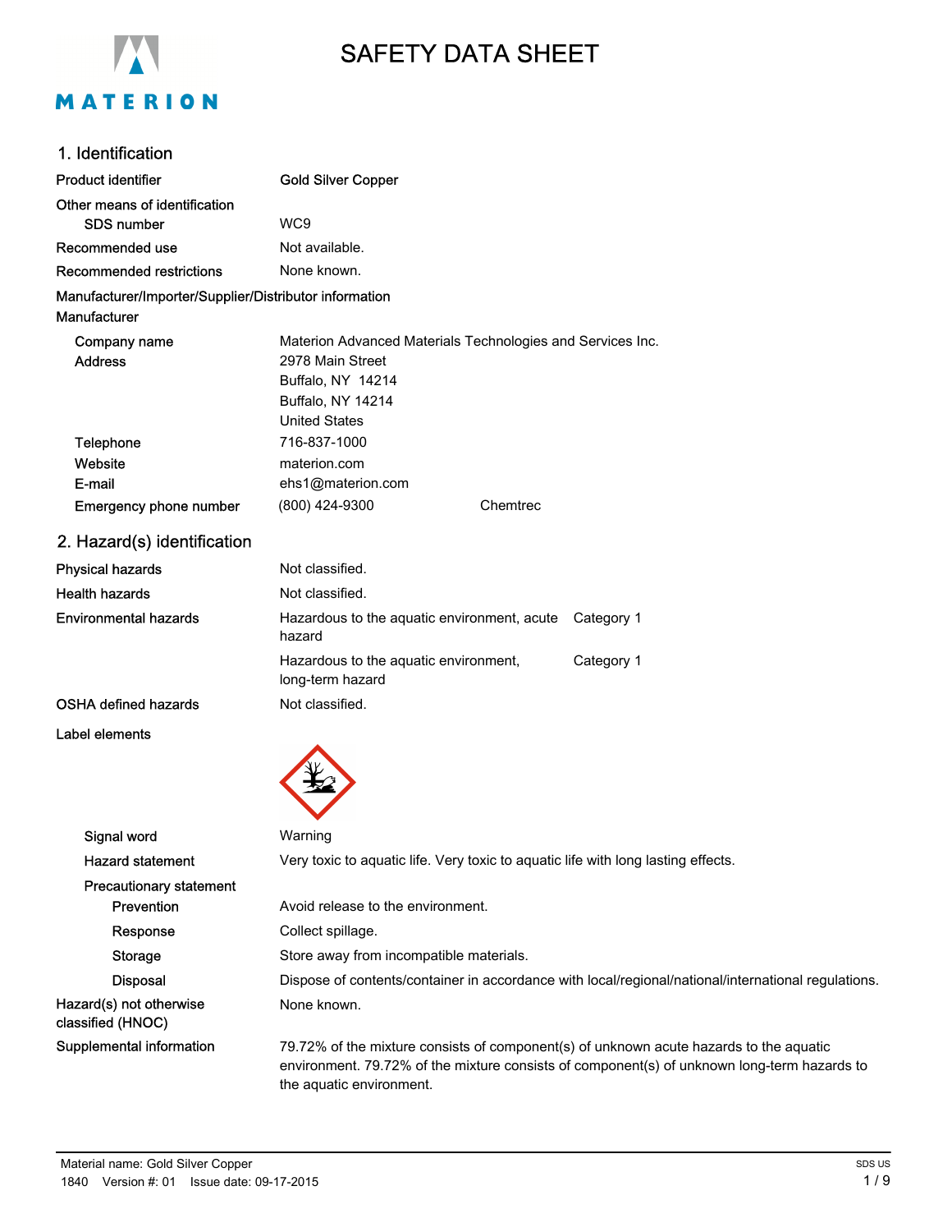# SAFETY DATA SHEET

## 1. Identification

| | |
|---|---|
| **Product identifier** | **Gold Silver Copper** |
| **Other means of identification** | |
| SDS number | WC9 |
| **Recommended use** | Not available. |
| **Recommended restrictions** | None known. |

**Manufacturer/Importer/Supplier/Distributor information**

**Manufacturer**

| | |
|---|---|
| Company name | Materion Advanced Materials Technologies and Services Inc. |
| Address | 2978 Main Street<br>Buffalo, NY 14214<br>Buffalo, NY 14214<br>United States |
| Telephone | 716-837-1000 |
| Website | materion.com |
| E-mail | ehs1@materion.com |
| Emergency phone number | (800) 424-9300 Chemtrec |

## 2. Hazard(s) identification

| | | |
|---|---|---|
| **Physical hazards** | Not classified. | |
| **Health hazards** | Not classified. | |
| **Environmental hazards** | Hazardous to the aquatic environment, acute hazard | Category 1 |
| | Hazardous to the aquatic environment, long-term hazard | Category 1 |
| **OSHA defined hazards** | Not classified. | |

**Label elements**

| | |
|---|---|
| Signal word | Warning |
| Hazard statement | Very toxic to aquatic life. Very toxic to aquatic life with long lasting effects. |
| **Precautionary statement** | |
| Prevention | Avoid release to the environment. |
| Response | Collect spillage. |
| Storage | Store away from incompatible materials. |
| Disposal | Dispose of contents/container in accordance with local/regional/national/international regulations. |
| **Hazard(s) not otherwise classified (HNOC)** | None known. |
| **Supplemental information** | 79.72% of the mixture consists of component(s) of unknown acute hazards to the aquatic environment. 79.72% of the mixture consists of component(s) of unknown long-term hazards to the aquatic environment. |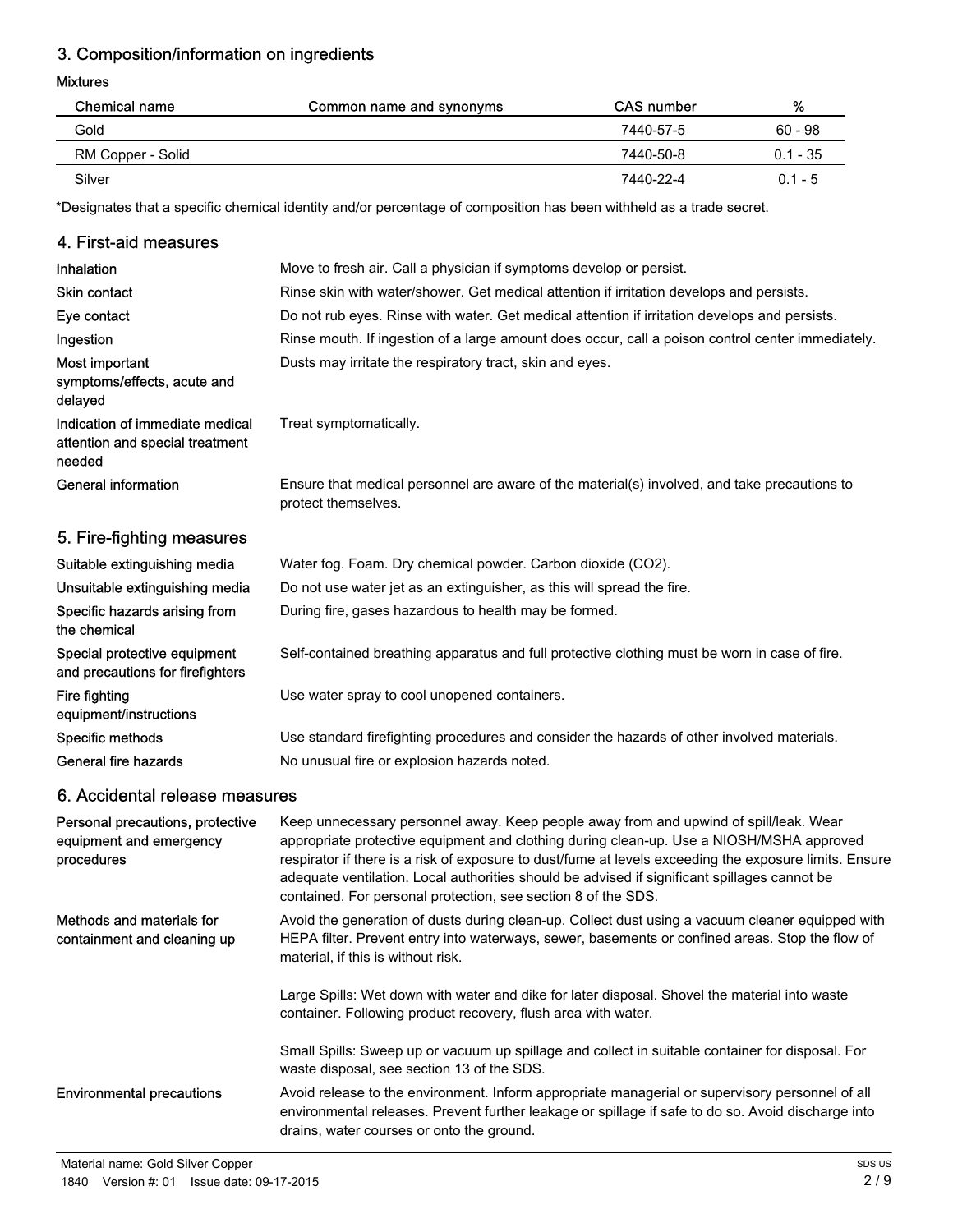## 3. Composition/information on ingredients

**Mixtures**

| Chemical name | Common name and synonyms | CAS number | % |
|---|---|---|---|
| Gold | | 7440-57-5 | 60 - 98 |
| RM Copper - Solid | | 7440-50-8 | 0.1 - 35 |
| Silver | | 7440-22-4 | 0.1 - 5 |

*Designates that a specific chemical identity and/or percentage of composition has been withheld as a trade secret.

## 4. First-aid measures

**Inhalation**
Move to fresh air. Call a physician if symptoms develop or persist.

**Skin contact**
Rinse skin with water/shower. Get medical attention if irritation develops and persists.

**Eye contact**
Do not rub eyes. Rinse with water. Get medical attention if irritation develops and persists.

**Ingestion**
Rinse mouth. If ingestion of a large amount does occur, call a poison control center immediately.

**Most important symptoms/effects, acute and delayed**
Dusts may irritate the respiratory tract, skin and eyes.

**Indication of immediate medical attention and special treatment needed**
Treat symptomatically.

**General information**
Ensure that medical personnel are aware of the material(s) involved, and take precautions to protect themselves.

## 5. Fire-fighting measures

**Suitable extinguishing media**
Water fog. Foam. Dry chemical powder. Carbon dioxide ($CO_2$).

**Unsuitable extinguishing media**
Do not use water jet as an extinguisher, as this will spread the fire.

**Specific hazards arising from the chemical**
During fire, gases hazardous to health may be formed.

**Special protective equipment and precautions for firefighters**
Self-contained breathing apparatus and full protective clothing must be worn in case of fire.

**Fire fighting equipment/instructions**
Use water spray to cool unopened containers.

**Specific methods**
Use standard firefighting procedures and consider the hazards of other involved materials.

**General fire hazards**
No unusual fire or explosion hazards noted.

## 6. Accidental release measures

**Personal precautions, protective equipment and emergency procedures**
Keep unnecessary personnel away. Keep people away from and upwind of spill/leak. Wear appropriate protective equipment and clothing during clean-up. Use a NIOSH/MSHA approved respirator if there is a risk of exposure to dust/fume at levels exceeding the exposure limits. Ensure adequate ventilation. Local authorities should be advised if significant spillages cannot be contained. For personal protection, see section 8 of the SDS.

**Methods and materials for containment and cleaning up**
Avoid the generation of dusts during clean-up. Collect dust using a vacuum cleaner equipped with HEPA filter. Prevent entry into waterways, sewer, basements or confined areas. Stop the flow of material, if this is without risk.

Large Spills: Wet down with water and dike for later disposal. Shovel the material into waste container. Following product recovery, flush area with water.

Small Spills: Sweep up or vacuum up spillage and collect in suitable container for disposal. For waste disposal, see section 13 of the SDS.

**Environmental precautions**
Avoid release to the environment. Inform appropriate managerial or supervisory personnel of all environmental releases. Prevent further leakage or spillage if safe to do so. Avoid discharge into drains, water courses or onto the ground.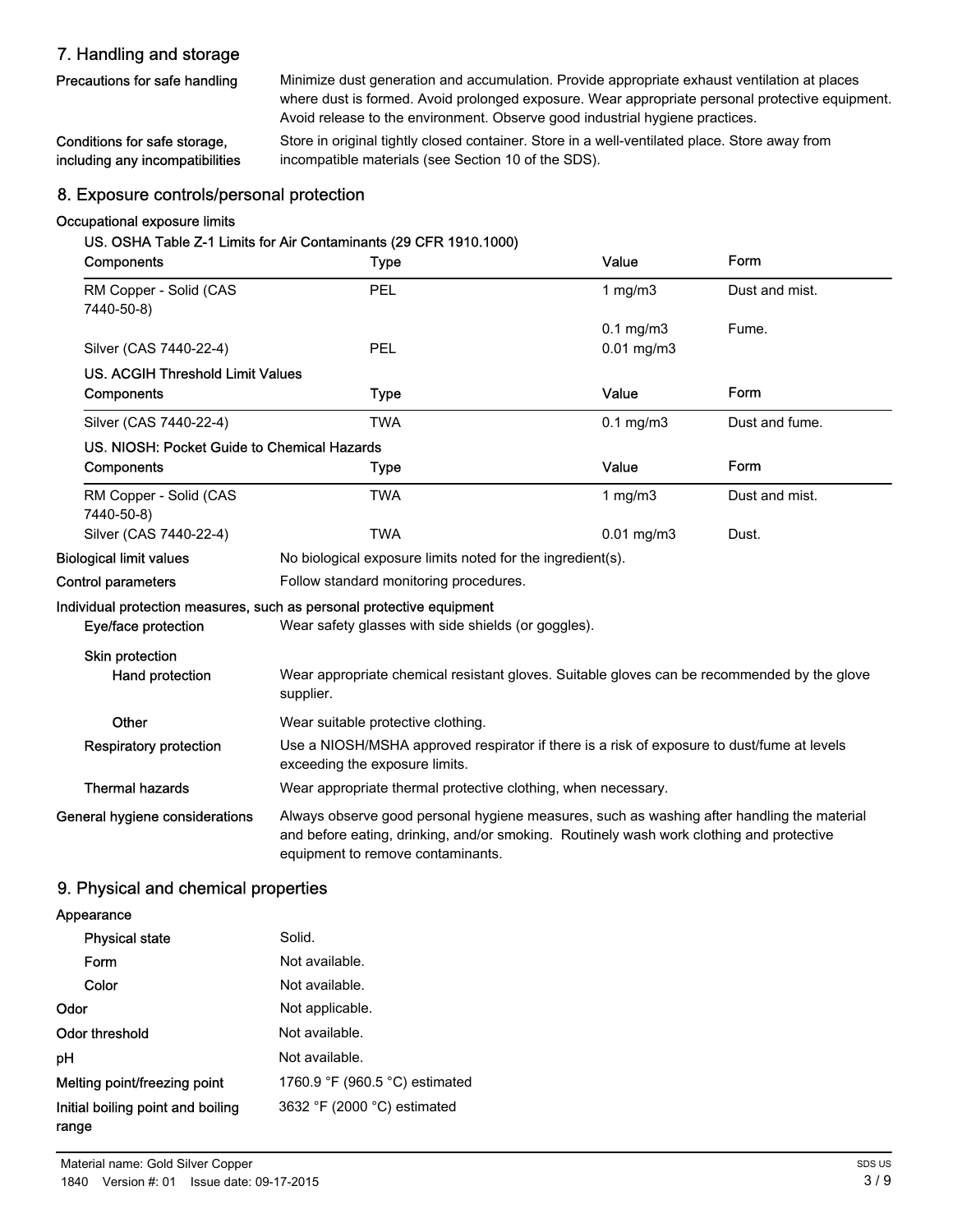## 7. Handling and storage

**Precautions for safe handling** Minimize dust generation and accumulation. Provide appropriate exhaust ventilation at places where dust is formed. Avoid prolonged exposure. Wear appropriate personal protective equipment. Avoid release to the environment. Observe good industrial hygiene practices.

**Conditions for safe storage, including any incompatibilities** Store in original tightly closed container. Store in a well-ventilated place. Store away from incompatible materials (see Section 10 of the SDS).

## 8. Exposure controls/personal protection

**Occupational exposure limits**

**US. OSHA Table Z-1 Limits for Air Contaminants (29 CFR 1910.1000)**

| Components | Type | Value | Form |
|---|---|---|---|
| RM Copper - Solid (CAS 7440-50-8) | PEL | 1 mg/m3 | Dust and mist. |
| | | 0.1 mg/m3 | Fume. |
| Silver (CAS 7440-22-4) | PEL | 0.01 mg/m3 | |

**US. ACGIH Threshold Limit Values**

| Components | Type | Value | Form |
|---|---|---|---|
| Silver (CAS 7440-22-4) | TWA | 0.1 mg/m3 | Dust and fume. |

**US. NIOSH: Pocket Guide to Chemical Hazards**

| Components | Type | Value | Form |
|---|---|---|---|
| RM Copper - Solid (CAS 7440-50-8) | TWA | 1 mg/m3 | Dust and mist. |
| Silver (CAS 7440-22-4) | TWA | 0.01 mg/m3 | Dust. |

**Biological limit values** No biological exposure limits noted for the ingredient(s).

**Control parameters** Follow standard monitoring procedures.

**Individual protection measures, such as personal protective equipment**

**Eye/face protection** Wear safety glasses with side shields (or goggles).

**Skin protection**

**Hand protection** Wear appropriate chemical resistant gloves. Suitable gloves can be recommended by the glove supplier.

**Other** Wear suitable protective clothing.

**Respiratory protection** Use a NIOSH/MSHA approved respirator if there is a risk of exposure to dust/fume at levels exceeding the exposure limits.

**Thermal hazards** Wear appropriate thermal protective clothing, when necessary.

**General hygiene considerations** Always observe good personal hygiene measures, such as washing after handling the material and before eating, drinking, and/or smoking. Routinely wash work clothing and protective equipment to remove contaminants.

## 9. Physical and chemical properties

**Appearance**

**Physical state** Solid.

**Form** Not available.

**Color** Not available.

**Odor** Not applicable.

**Odor threshold** Not available.

**pH** Not available.

**Melting point/freezing point** 1760.9 °F (960.5 °C) estimated

**Initial boiling point and boiling range** 3632 °F (2000 °C) estimated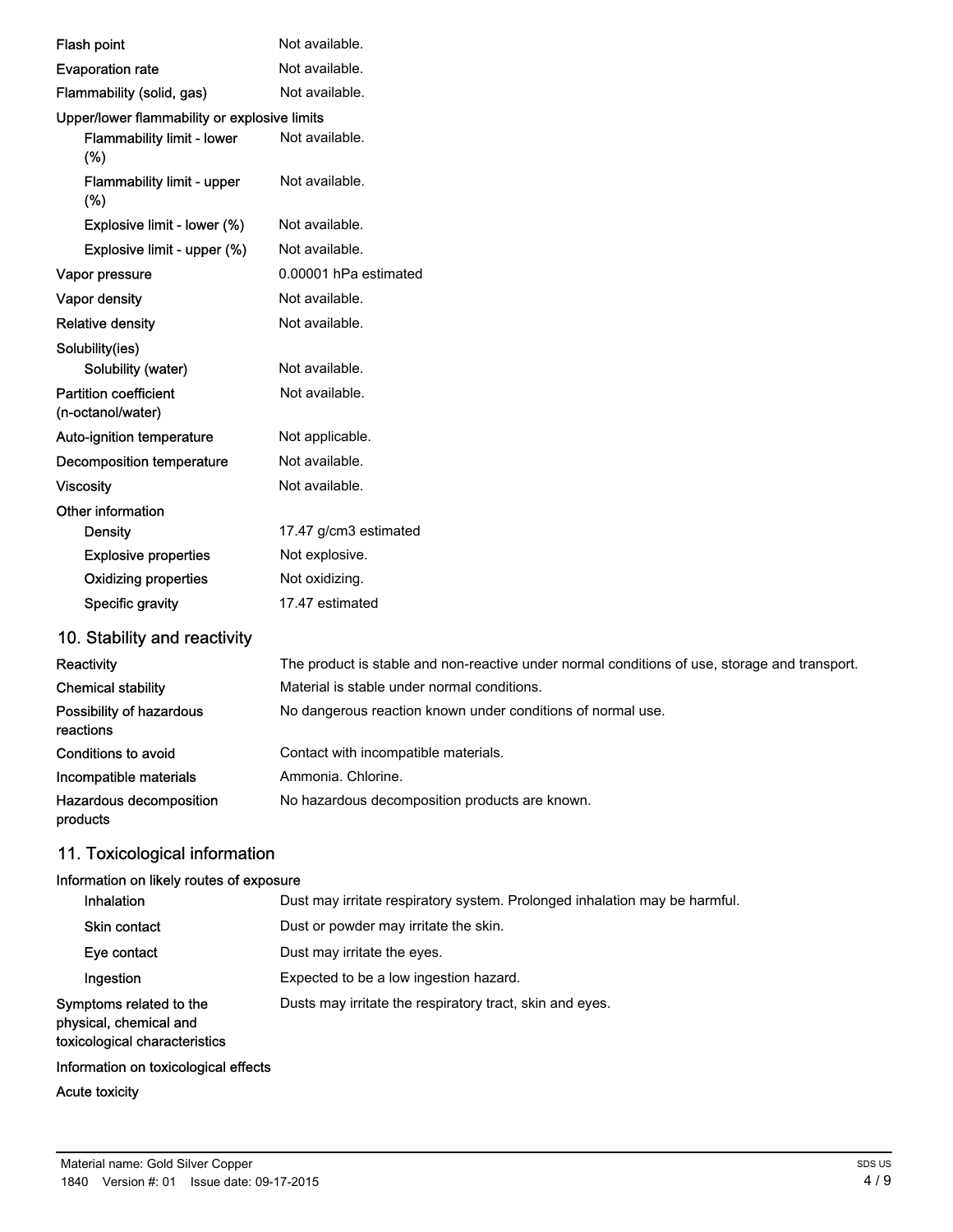| | |
|---|---|
| Flash point | Not available. |
| Evaporation rate | Not available. |
| Flammability (solid, gas) | Not available. |
| Upper/lower flammability or explosive limits | |
| Flammability limit - lower (%) | Not available. |
| Flammability limit - upper (%) | Not available. |
| Explosive limit - lower (%) | Not available. |
| Explosive limit - upper (%) | Not available. |
| Vapor pressure | 0.00001 hPa estimated |
| Vapor density | Not available. |
| Relative density | Not available. |
| Solubility(ies) | |
| Solubility (water) | Not available. |
| Partition coefficient (n-octanol/water) | Not available. |
| Auto-ignition temperature | Not applicable. |
| Decomposition temperature | Not available. |
| Viscosity | Not available. |
| Other information | |
| Density | 17.47 g/cm3 estimated |
| Explosive properties | Not explosive. |
| Oxidizing properties | Not oxidizing. |
| Specific gravity | 17.47 estimated |

## 10. Stability and reactivity

| | |
|---|---|
| Reactivity | The product is stable and non-reactive under normal conditions of use, storage and transport. |
| Chemical stability | Material is stable under normal conditions. |
| Possibility of hazardous reactions | No dangerous reaction known under conditions of normal use. |
| Conditions to avoid | Contact with incompatible materials. |
| Incompatible materials | Ammonia. Chlorine. |
| Hazardous decomposition products | No hazardous decomposition products are known. |

## 11. Toxicological information

**Information on likely routes of exposure**

| | |
|---|---|
| Inhalation | Dust may irritate respiratory system. Prolonged inhalation may be harmful. |
| Skin contact | Dust or powder may irritate the skin. |
| Eye contact | Dust may irritate the eyes. |
| Ingestion | Expected to be a low ingestion hazard. |
| Symptoms related to the physical, chemical and toxicological characteristics | Dusts may irritate the respiratory tract, skin and eyes. |

**Information on toxicological effects**

**Acute toxicity**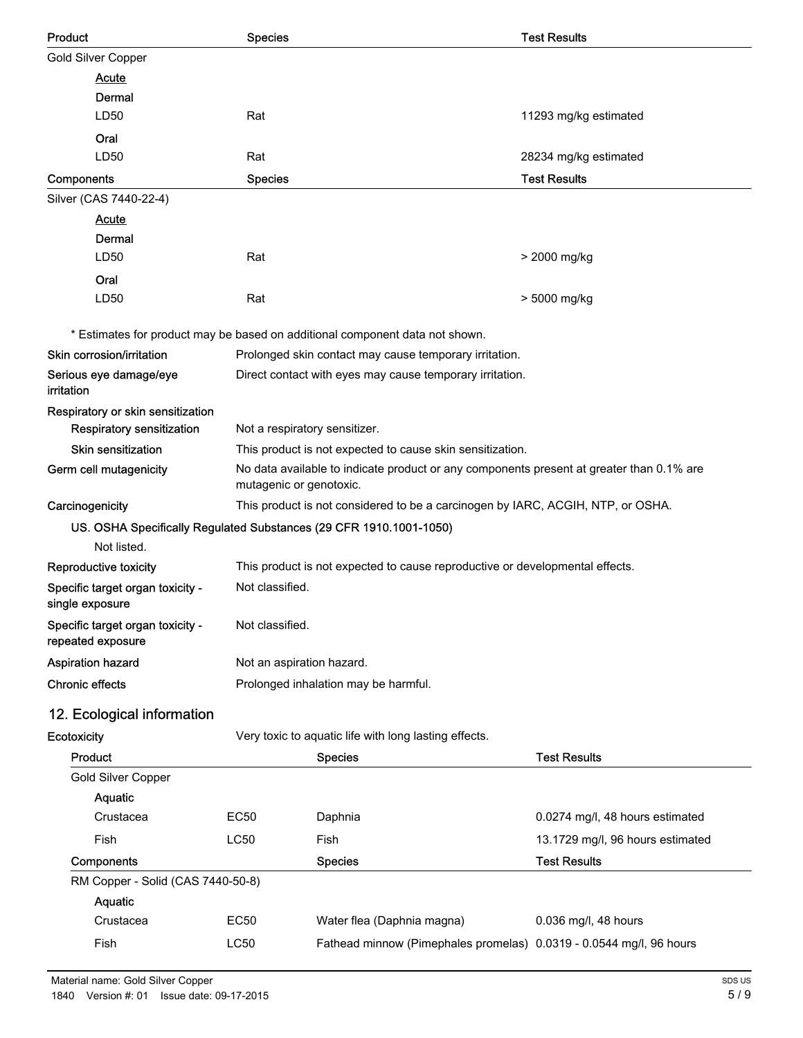| Product | Species | Test Results |
| --- | --- | --- |
| Gold Silver Copper | | |
| Acute | | |
| Dermal | | |
| LD50 | Rat | 11293 mg/kg estimated |
| Oral | | |
| LD50 | Rat | 28234 mg/kg estimated |

| Components | Species | Test Results |
| --- | --- | --- |
| Silver (CAS 7440-22-4) | | |
| Acute | | |
| Dermal | | |
| LD50 | Rat | > 2000 mg/kg |
| Oral | | |
| LD50 | Rat | > 5000 mg/kg |

\* Estimates for product may be based on additional component data not shown.

**Skin corrosion/irritation** Prolonged skin contact may cause temporary irritation.

**Serious eye damage/eye irritation** Direct contact with eyes may cause temporary irritation.

**Respiratory or skin sensitization**

**Respiratory sensitization** Not a respiratory sensitizer.

**Skin sensitization** This product is not expected to cause skin sensitization.

**Germ cell mutagenicity** No data available to indicate product or any components present at greater than 0.1% are mutagenic or genotoxic.

**Carcinogenicity** This product is not considered to be a carcinogen by IARC, ACGIH, NTP, or OSHA.

**US. OSHA Specifically Regulated Substances (29 CFR 1910.1001-1050)**

Not listed.

**Reproductive toxicity** This product is not expected to cause reproductive or developmental effects.

**Specific target organ toxicity - single exposure** Not classified.

**Specific target organ toxicity - repeated exposure** Not classified.

**Aspiration hazard** Not an aspiration hazard.

**Chronic effects** Prolonged inhalation may be harmful.

## 12. Ecological information

**Ecotoxicity** Very toxic to aquatic life with long lasting effects.

| Product | | Species | Test Results |
| --- | --- | --- | --- |
| Gold Silver Copper | | | |
| Aquatic | | | |
| Crustacea | EC50 | Daphnia | 0.0274 mg/l, 48 hours estimated |
| Fish | LC50 | Fish | 13.1729 mg/l, 96 hours estimated |

| Components | | Species | Test Results |
| --- | --- | --- | --- |
| RM Copper - Solid (CAS 7440-50-8) | | | |
| Aquatic | | | |
| Crustacea | EC50 | Water flea (Daphnia magna) | 0.036 mg/l, 48 hours |
| Fish | LC50 | Fathead minnow (Pimephales promelas) | 0.0319 - 0.0544 mg/l, 96 hours |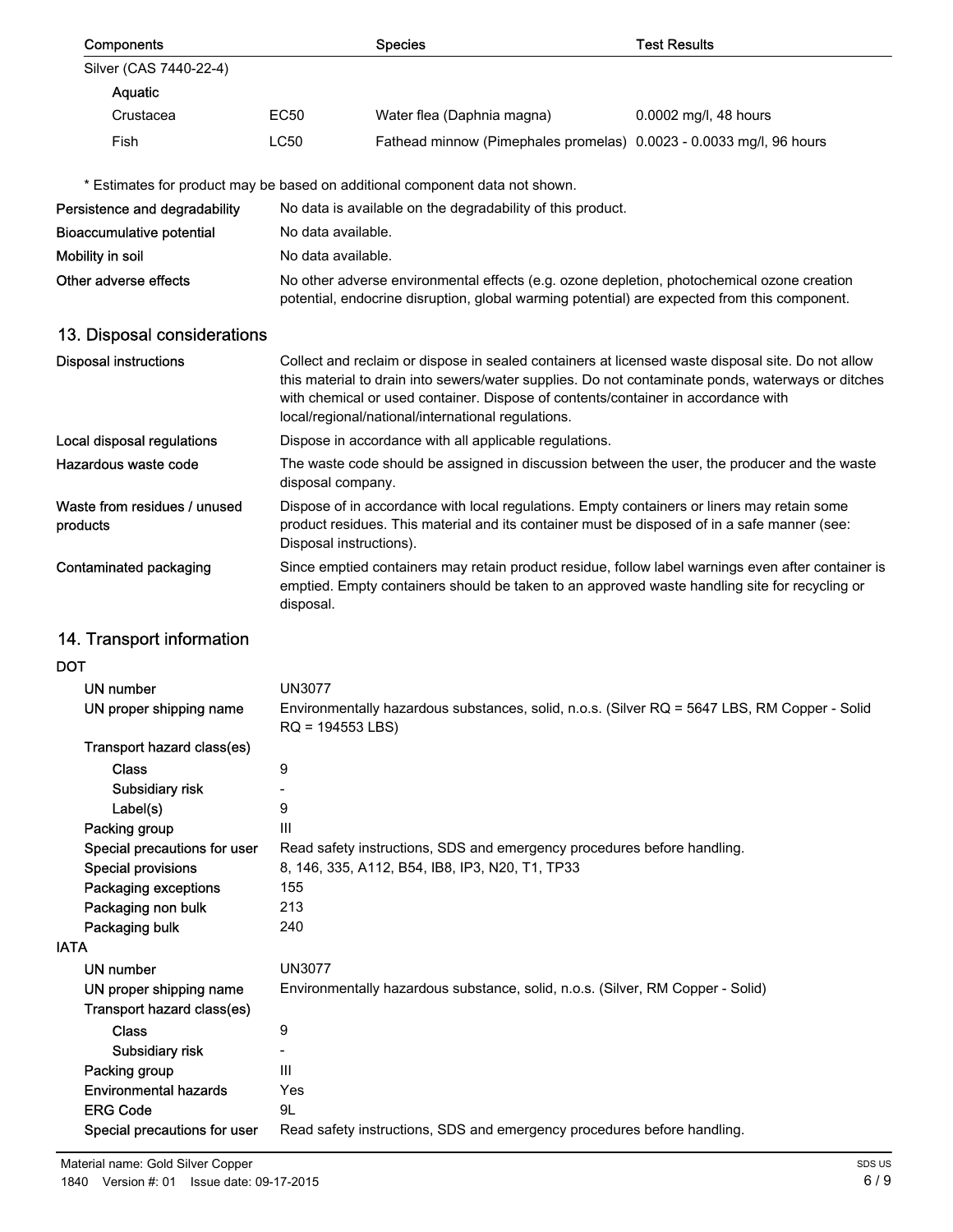| Components | | Species | Test Results |
| --- | --- | --- | --- |
| Silver (CAS 7440-22-4) | | | |
| Aquatic | | | |
| Crustacea | EC50 | Water flea (Daphnia magna) | 0.0002 mg/l, 48 hours |
| Fish | LC50 | Fathead minnow (Pimephales promelas) | 0.0023 - 0.0033 mg/l, 96 hours |

\* Estimates for product may be based on additional component data not shown.

**Persistence and degradability** No data is available on the degradability of this product.

**Bioaccumulative potential** No data available.

**Mobility in soil** No data available.

**Other adverse effects** No other adverse environmental effects (e.g. ozone depletion, photochemical ozone creation potential, endocrine disruption, global warming potential) are expected from this component.

## 13. Disposal considerations

**Disposal instructions** Collect and reclaim or dispose in sealed containers at licensed waste disposal site. Do not allow this material to drain into sewers/water supplies. Do not contaminate ponds, waterways or ditches with chemical or used container. Dispose of contents/container in accordance with local/regional/national/international regulations.

**Local disposal regulations** Dispose in accordance with all applicable regulations.

**Hazardous waste code** The waste code should be assigned in discussion between the user, the producer and the waste disposal company.

**Waste from residues / unused products** Dispose of in accordance with local regulations. Empty containers or liners may retain some product residues. This material and its container must be disposed of in a safe manner (see: Disposal instructions).

**Contaminated packaging** Since emptied containers may retain product residue, follow label warnings even after container is emptied. Empty containers should be taken to an approved waste handling site for recycling or disposal.

## 14. Transport information

**DOT**

- **UN number** UN3077
- **UN proper shipping name** Environmentally hazardous substances, solid, n.o.s. (Silver RQ = 5647 LBS, RM Copper - Solid RQ = 194553 LBS)
- **Transport hazard class(es)**
  - **Class** 9
  - **Subsidiary risk** -
  - **Label(s)** 9
- **Packing group** III
- **Special precautions for user** Read safety instructions, SDS and emergency procedures before handling.
- **Special provisions** 8, 146, 335, A112, B54, IB8, IP3, N20, T1, TP33
- **Packaging exceptions** 155
- **Packaging non bulk** 213
- **Packaging bulk** 240

**IATA**

- **UN number** UN3077
- **UN proper shipping name** Environmentally hazardous substance, solid, n.o.s. (Silver, RM Copper - Solid)
- **Transport hazard class(es)**
  - **Class** 9
  - **Subsidiary risk** -
- **Packing group** III
- **Environmental hazards** Yes
- **ERG Code** 9L
- **Special precautions for user** Read safety instructions, SDS and emergency procedures before handling.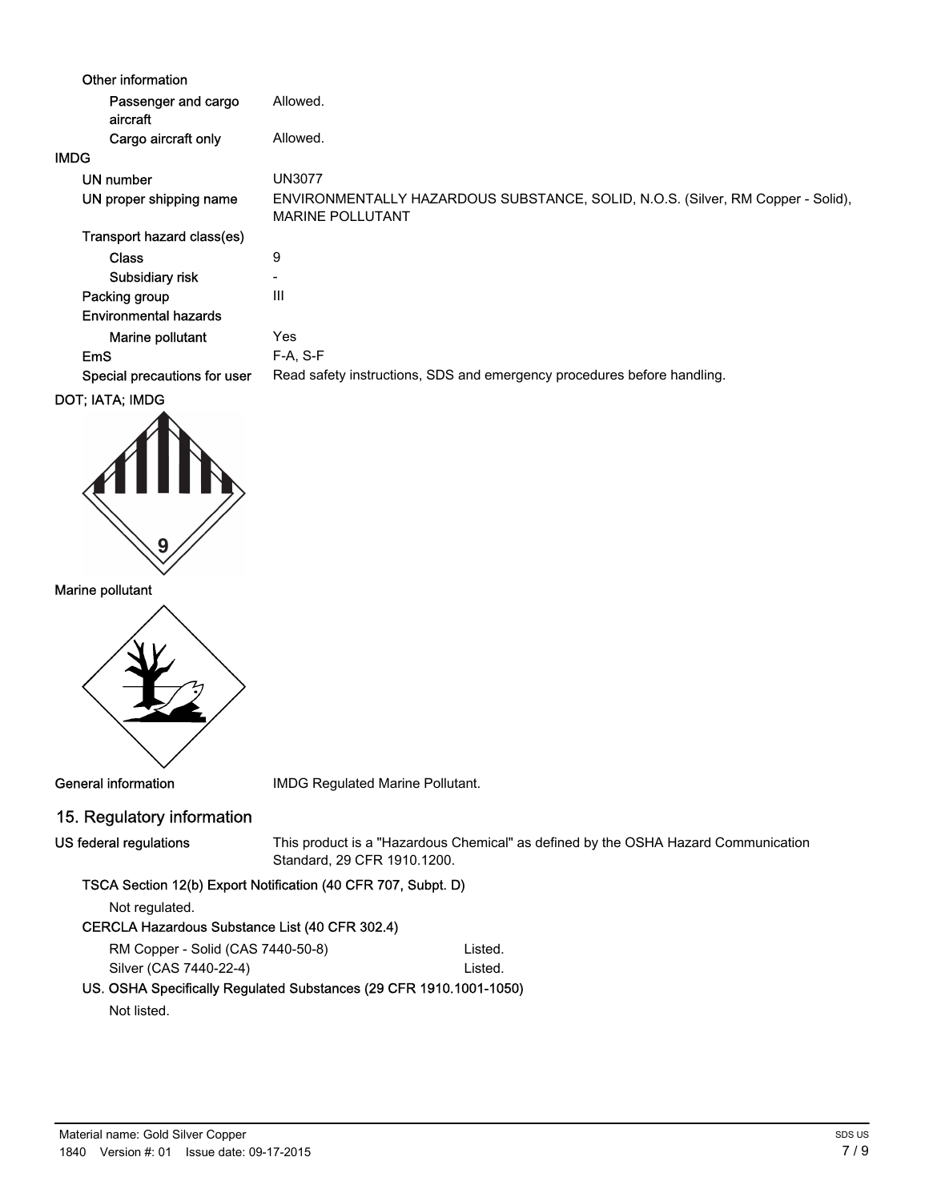Other information

| | |
|---|---|
| Passenger and cargo aircraft | Allowed. |
| Cargo aircraft only | Allowed. |

**IMDG**

| | |
|---|---|
| UN number | UN3077 |
| UN proper shipping name | ENVIRONMENTALLY HAZARDOUS SUBSTANCE, SOLID, N.O.S. (Silver, RM Copper - Solid), MARINE POLLUTANT |
| Transport hazard class(es) | |
| Class | 9 |
| Subsidiary risk | - |
| Packing group | III |
| Environmental hazards | |
| Marine pollutant | Yes |
| EmS | F-A, S-F |
| Special precautions for user | Read safety instructions, SDS and emergency procedures before handling. |

**DOT; IATA; IMDG**

**Marine pollutant**

**General information** IMDG Regulated Marine Pollutant.

## 15. Regulatory information

**US federal regulations** This product is a "Hazardous Chemical" as defined by the OSHA Hazard Communication Standard, 29 CFR 1910.1200.

**TSCA Section 12(b) Export Notification (40 CFR 707, Subpt. D)**

Not regulated.

**CERCLA Hazardous Substance List (40 CFR 302.4)**

| | |
|---|---|
| RM Copper - Solid (CAS 7440-50-8) | Listed. |
| Silver (CAS 7440-22-4) | Listed. |

**US. OSHA Specifically Regulated Substances (29 CFR 1910.1001-1050)**

Not listed.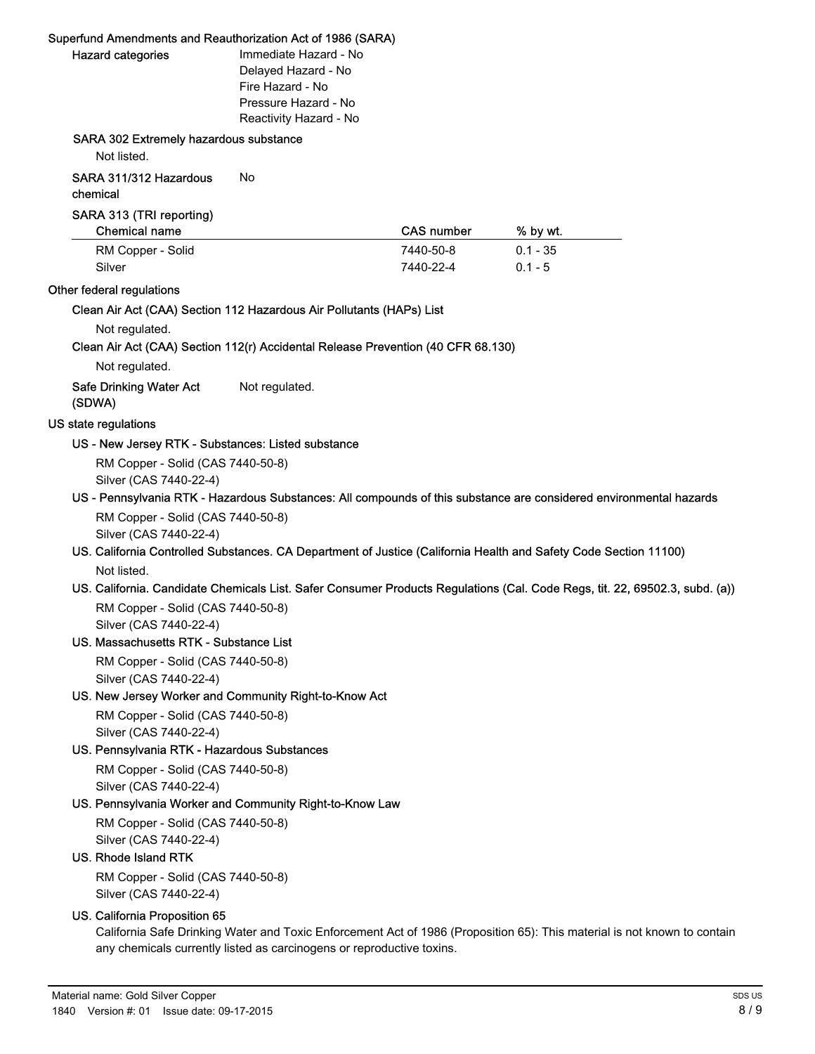### Superfund Amendments and Reauthorization Act of 1986 (SARA)

**Hazard categories**
Immediate Hazard - No
Delayed Hazard - No
Fire Hazard - No
Pressure Hazard - No
Reactivity Hazard - No

**SARA 302 Extremely hazardous substance**

Not listed.

**SARA 311/312 Hazardous chemical** No

**SARA 313 (TRI reporting)**

| Chemical name | CAS number | % by wt. |
|---|---|---|
| RM Copper - Solid | 7440-50-8 | 0.1 - 35 |
| Silver | 7440-22-4 | 0.1 - 5 |

### Other federal regulations

**Clean Air Act (CAA) Section 112 Hazardous Air Pollutants (HAPs) List**

Not regulated.

**Clean Air Act (CAA) Section 112(r) Accidental Release Prevention (40 CFR 68.130)**

Not regulated.

**Safe Drinking Water Act (SDWA)** Not regulated.

### US state regulations

**US - New Jersey RTK - Substances: Listed substance**

RM Copper - Solid (CAS 7440-50-8)
Silver (CAS 7440-22-4)

**US - Pennsylvania RTK - Hazardous Substances: All compounds of this substance are considered environmental hazards**

RM Copper - Solid (CAS 7440-50-8)
Silver (CAS 7440-22-4)

**US. California Controlled Substances. CA Department of Justice (California Health and Safety Code Section 11100)**

Not listed.

**US. California. Candidate Chemicals List. Safer Consumer Products Regulations (Cal. Code Regs, tit. 22, 69502.3, subd. (a))**

RM Copper - Solid (CAS 7440-50-8)
Silver (CAS 7440-22-4)

**US. Massachusetts RTK - Substance List**

RM Copper - Solid (CAS 7440-50-8)
Silver (CAS 7440-22-4)

**US. New Jersey Worker and Community Right-to-Know Act**

RM Copper - Solid (CAS 7440-50-8)
Silver (CAS 7440-22-4)

**US. Pennsylvania RTK - Hazardous Substances**

RM Copper - Solid (CAS 7440-50-8)
Silver (CAS 7440-22-4)

**US. Pennsylvania Worker and Community Right-to-Know Law**

RM Copper - Solid (CAS 7440-50-8)
Silver (CAS 7440-22-4)

**US. Rhode Island RTK**

RM Copper - Solid (CAS 7440-50-8)
Silver (CAS 7440-22-4)

**US. California Proposition 65**

California Safe Drinking Water and Toxic Enforcement Act of 1986 (Proposition 65): This material is not known to contain any chemicals currently listed as carcinogens or reproductive toxins.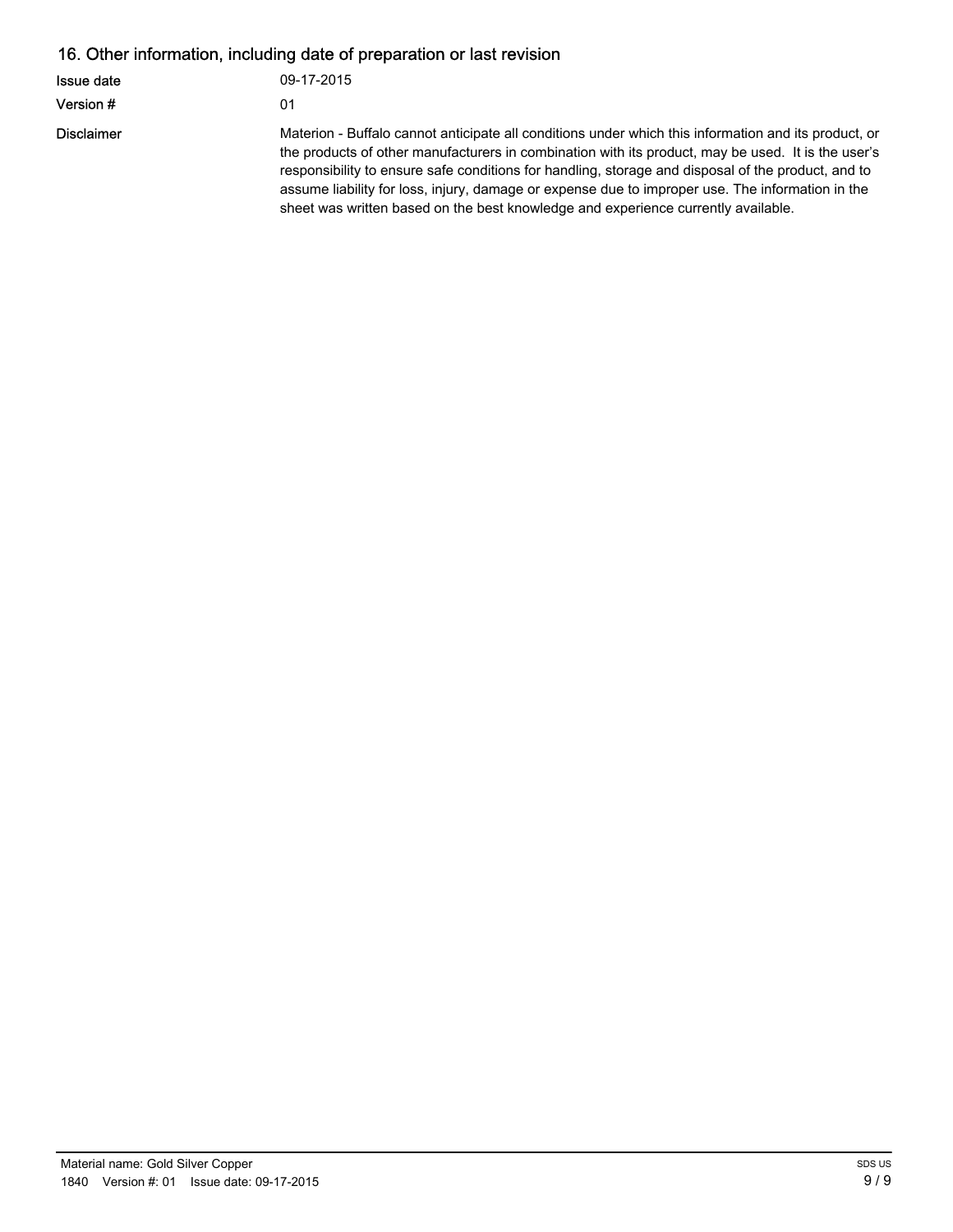## 16. Other information, including date of preparation or last revision

| | |
|---|---|
| Issue date | 09-17-2015 |
| Version # | 01 |
| Disclaimer | Materion - Buffalo cannot anticipate all conditions under which this information and its product, or the products of other manufacturers in combination with its product, may be used. It is the user's responsibility to ensure safe conditions for handling, storage and disposal of the product, and to assume liability for loss, injury, damage or expense due to improper use. The information in the sheet was written based on the best knowledge and experience currently available. |